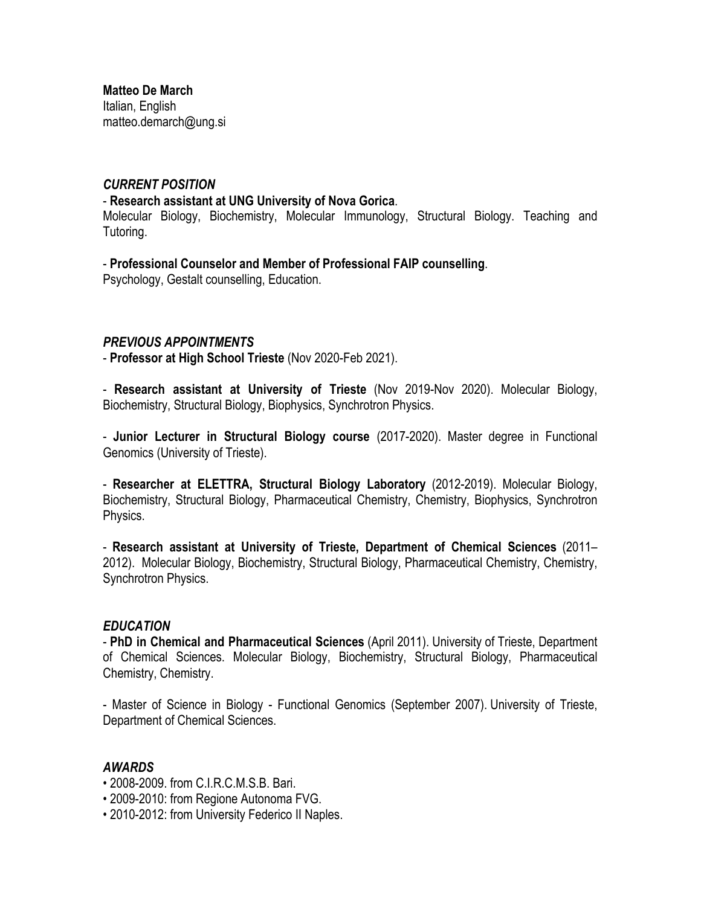**Matteo De March**
Italian, English
matteo.demarch@ung.si

***CURRENT POSITION***

- **Research assistant at UNG University of Nova Gorica**. Molecular Biology, Biochemistry, Molecular Immunology, Structural Biology. Teaching and Tutoring.

- **Professional Counselor and Member of Professional FAIP counselling**. Psychology, Gestalt counselling, Education.

***PREVIOUS APPOINTMENTS***

- **Professor at High School Trieste** (Nov 2020-Feb 2021).

- **Research assistant at University of Trieste** (Nov 2019-Nov 2020). Molecular Biology, Biochemistry, Structural Biology, Biophysics, Synchrotron Physics.

- **Junior Lecturer in Structural Biology course** (2017-2020). Master degree in Functional Genomics (University of Trieste).

- **Researcher at ELETTRA, Structural Biology Laboratory** (2012-2019). Molecular Biology, Biochemistry, Structural Biology, Pharmaceutical Chemistry, Chemistry, Biophysics, Synchrotron Physics.

- **Research assistant at University of Trieste, Department of Chemical Sciences** (2011–2012). Molecular Biology, Biochemistry, Structural Biology, Pharmaceutical Chemistry, Chemistry, Synchrotron Physics.

***EDUCATION***

- **PhD in Chemical and Pharmaceutical Sciences** (April 2011). University of Trieste, Department of Chemical Sciences. Molecular Biology, Biochemistry, Structural Biology, Pharmaceutical Chemistry, Chemistry.

- Master of Science in Biology - Functional Genomics (September 2007). University of Trieste, Department of Chemical Sciences.

***AWARDS***

- 2008-2009. from C.I.R.C.M.S.B. Bari.
- 2009-2010: from Regione Autonoma FVG.
- 2010-2012: from University Federico II Naples.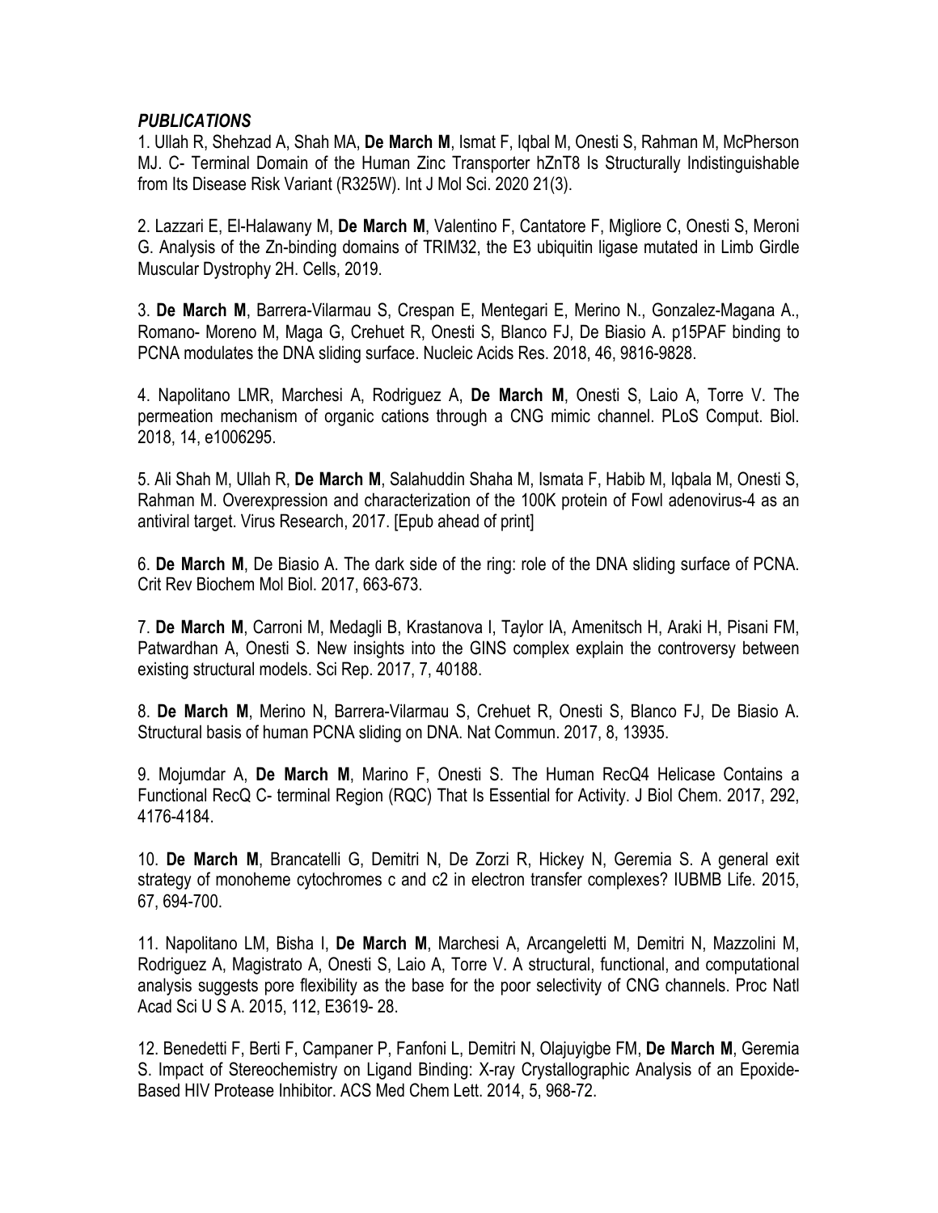***PUBLICATIONS***

1. Ullah R, Shehzad A, Shah MA, **De March M**, Ismat F, Iqbal M, Onesti S, Rahman M, McPherson MJ. C- Terminal Domain of the Human Zinc Transporter hZnT8 Is Structurally Indistinguishable from Its Disease Risk Variant (R325W). Int J Mol Sci. 2020 21(3).

2. Lazzari E, El-Halawany M, **De March M**, Valentino F, Cantatore F, Migliore C, Onesti S, Meroni G. Analysis of the Zn-binding domains of TRIM32, the E3 ubiquitin ligase mutated in Limb Girdle Muscular Dystrophy 2H. Cells, 2019.

3. **De March M**, Barrera-Vilarmau S, Crespan E, Mentegari E, Merino N., Gonzalez-Magana A., Romano- Moreno M, Maga G, Crehuet R, Onesti S, Blanco FJ, De Biasio A. p15PAF binding to PCNA modulates the DNA sliding surface. Nucleic Acids Res. 2018, 46, 9816-9828.

4. Napolitano LMR, Marchesi A, Rodriguez A, **De March M**, Onesti S, Laio A, Torre V. The permeation mechanism of organic cations through a CNG mimic channel. PLoS Comput. Biol. 2018, 14, e1006295.

5. Ali Shah M, Ullah R, **De March M**, Salahuddin Shaha M, Ismata F, Habib M, Iqbala M, Onesti S, Rahman M. Overexpression and characterization of the 100K protein of Fowl adenovirus-4 as an antiviral target. Virus Research, 2017. [Epub ahead of print]

6. **De March M**, De Biasio A. The dark side of the ring: role of the DNA sliding surface of PCNA. Crit Rev Biochem Mol Biol. 2017, 663-673.

7. **De March M**, Carroni M, Medagli B, Krastanova I, Taylor IA, Amenitsch H, Araki H, Pisani FM, Patwardhan A, Onesti S. New insights into the GINS complex explain the controversy between existing structural models. Sci Rep. 2017, 7, 40188.

8. **De March M**, Merino N, Barrera-Vilarmau S, Crehuet R, Onesti S, Blanco FJ, De Biasio A. Structural basis of human PCNA sliding on DNA. Nat Commun. 2017, 8, 13935.

9. Mojumdar A, **De March M**, Marino F, Onesti S. The Human RecQ4 Helicase Contains a Functional RecQ C- terminal Region (RQC) That Is Essential for Activity. J Biol Chem. 2017, 292, 4176-4184.

10. **De March M**, Brancatelli G, Demitri N, De Zorzi R, Hickey N, Geremia S. A general exit strategy of monoheme cytochromes c and c2 in electron transfer complexes? IUBMB Life. 2015, 67, 694-700.

11. Napolitano LM, Bisha I, **De March M**, Marchesi A, Arcangeletti M, Demitri N, Mazzolini M, Rodriguez A, Magistrato A, Onesti S, Laio A, Torre V. A structural, functional, and computational analysis suggests pore flexibility as the base for the poor selectivity of CNG channels. Proc Natl Acad Sci U S A. 2015, 112, E3619- 28.

12. Benedetti F, Berti F, Campaner P, Fanfoni L, Demitri N, Olajuyigbe FM, **De March M**, Geremia S. Impact of Stereochemistry on Ligand Binding: X-ray Crystallographic Analysis of an Epoxide-Based HIV Protease Inhibitor. ACS Med Chem Lett. 2014, 5, 968-72.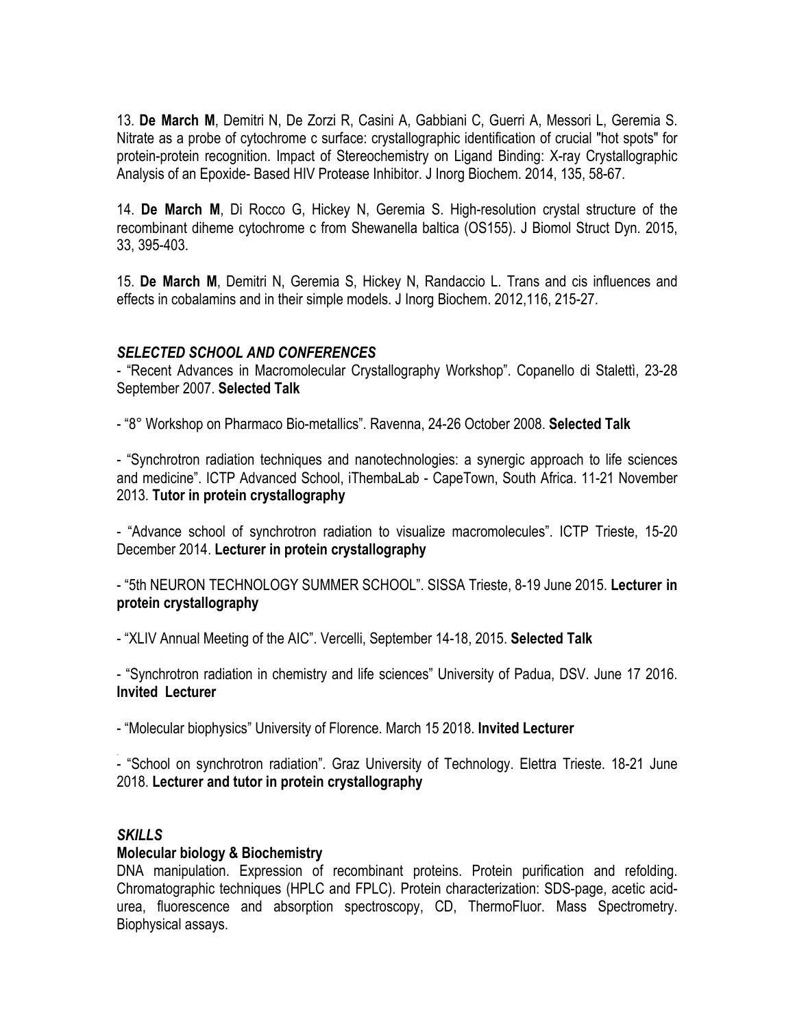13. **De March M**, Demitri N, De Zorzi R, Casini A, Gabbiani C, Guerri A, Messori L, Geremia S. Nitrate as a probe of cytochrome c surface: crystallographic identification of crucial "hot spots" for protein-protein recognition. Impact of Stereochemistry on Ligand Binding: X-ray Crystallographic Analysis of an Epoxide- Based HIV Protease Inhibitor. J Inorg Biochem. 2014, 135, 58-67.

14. **De March M**, Di Rocco G, Hickey N, Geremia S. High-resolution crystal structure of the recombinant diheme cytochrome c from Shewanella baltica (OS155). J Biomol Struct Dyn. 2015, 33, 395-403.

15. **De March M**, Demitri N, Geremia S, Hickey N, Randaccio L. Trans and cis influences and effects in cobalamins and in their simple models. J Inorg Biochem. 2012,116, 215-27.

### *SELECTED SCHOOL AND CONFERENCES*

- "Recent Advances in Macromolecular Crystallography Workshop". Copanello di Stalettì, 23-28 September 2007. **Selected Talk**

- "8° Workshop on Pharmaco Bio-metallics". Ravenna, 24-26 October 2008. **Selected Talk**

- "Synchrotron radiation techniques and nanotechnologies: a synergic approach to life sciences and medicine". ICTP Advanced School, iThembaLab - CapeTown, South Africa. 11-21 November 2013. **Tutor in protein crystallography**

- "Advance school of synchrotron radiation to visualize macromolecules". ICTP Trieste, 15-20 December 2014. **Lecturer in protein crystallography**

- "5th NEURON TECHNOLOGY SUMMER SCHOOL". SISSA Trieste, 8-19 June 2015. **Lecturer in protein crystallography**

- "XLIV Annual Meeting of the AIC". Vercelli, September 14-18, 2015. **Selected Talk**

- "Synchrotron radiation in chemistry and life sciences" University of Padua, DSV. June 17 2016. **Invited Lecturer**

- "Molecular biophysics" University of Florence. March 15 2018. **Invited Lecturer**

- "School on synchrotron radiation". Graz University of Technology. Elettra Trieste. 18-21 June 2018. **Lecturer and tutor in protein crystallography**

### *SKILLS*

**Molecular biology & Biochemistry**

DNA manipulation. Expression of recombinant proteins. Protein purification and refolding. Chromatographic techniques (HPLC and FPLC). Protein characterization: SDS-page, acetic acid-urea, fluorescence and absorption spectroscopy, CD, ThermoFluor. Mass Spectrometry. Biophysical assays.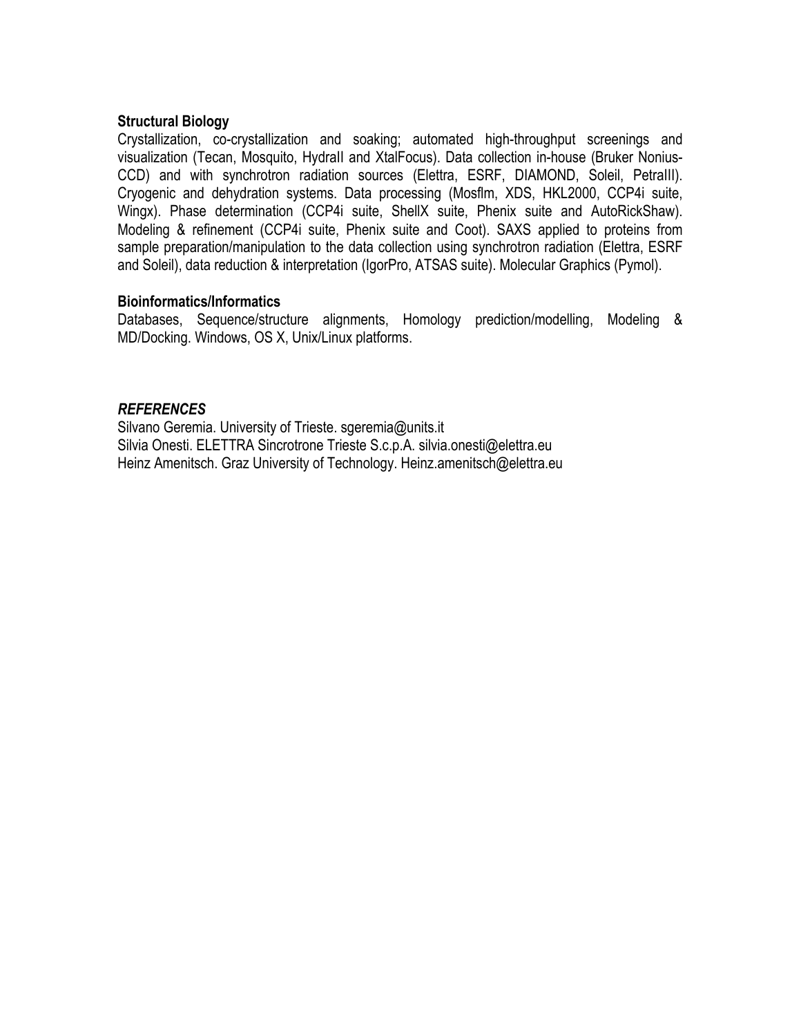**Structural Biology**

Crystallization, co-crystallization and soaking; automated high-throughput screenings and visualization (Tecan, Mosquito, HydraII and XtalFocus). Data collection in-house (Bruker Nonius-CCD) and with synchrotron radiation sources (Elettra, ESRF, DIAMOND, Soleil, PetraIII). Cryogenic and dehydration systems. Data processing (Mosflm, XDS, HKL2000, CCP4i suite, Wingx). Phase determination (CCP4i suite, ShellX suite, Phenix suite and AutoRickShaw). Modeling & refinement (CCP4i suite, Phenix suite and Coot). SAXS applied to proteins from sample preparation/manipulation to the data collection using synchrotron radiation (Elettra, ESRF and Soleil), data reduction & interpretation (IgorPro, ATSAS suite). Molecular Graphics (Pymol).

**Bioinformatics/Informatics**

Databases, Sequence/structure alignments, Homology prediction/modelling, Modeling & MD/Docking. Windows, OS X, Unix/Linux platforms.

***REFERENCES***

Silvano Geremia. University of Trieste. sgeremia@units.it
Silvia Onesti. ELETTRA Sincrotrone Trieste S.c.p.A. silvia.onesti@elettra.eu
Heinz Amenitsch. Graz University of Technology. Heinz.amenitsch@elettra.eu